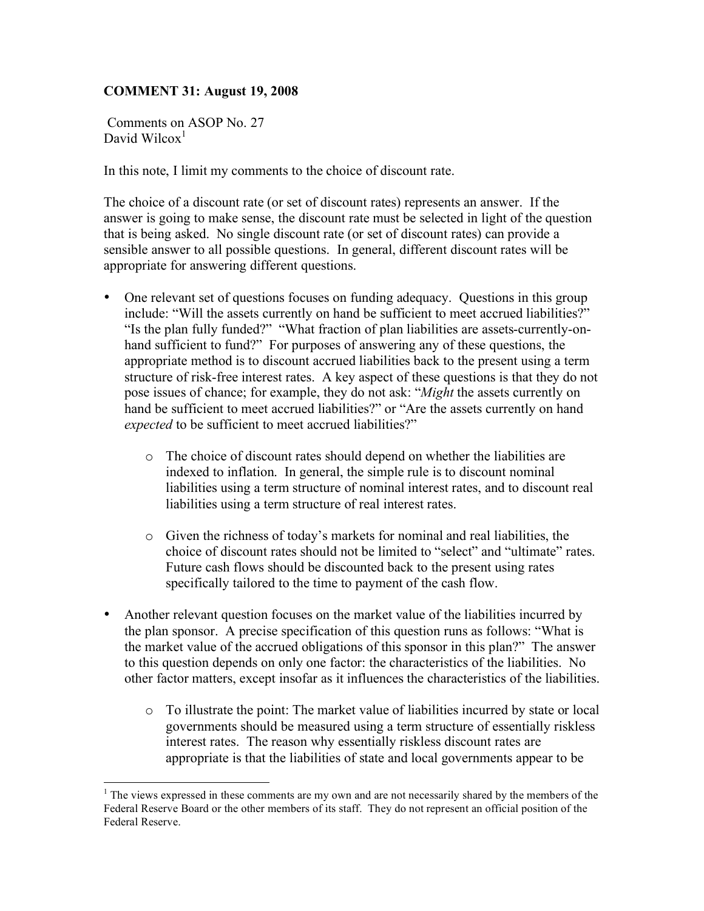**COMMENT 31: August 19, 2008**

Comments on ASOP No. 27
David Wilcox[1]

In this note, I limit my comments to the choice of discount rate.

The choice of a discount rate (or set of discount rates) represents an answer. If the answer is going to make sense, the discount rate must be selected in light of the question that is being asked. No single discount rate (or set of discount rates) can provide a sensible answer to all possible questions. In general, different discount rates will be appropriate for answering different questions.

- One relevant set of questions focuses on funding adequacy. Questions in this group include: "Will the assets currently on hand be sufficient to meet accrued liabilities?" "Is the plan fully funded?" "What fraction of plan liabilities are assets-currently-on-hand sufficient to fund?" For purposes of answering any of these questions, the appropriate method is to discount accrued liabilities back to the present using a term structure of risk-free interest rates. A key aspect of these questions is that they do not pose issues of chance; for example, they do not ask: "*Might* the assets currently on hand be sufficient to meet accrued liabilities?" or "Are the assets currently on hand *expected* to be sufficient to meet accrued liabilities?"
    - The choice of discount rates should depend on whether the liabilities are indexed to inflation. In general, the simple rule is to discount nominal liabilities using a term structure of nominal interest rates, and to discount real liabilities using a term structure of real interest rates.
    - Given the richness of today's markets for nominal and real liabilities, the choice of discount rates should not be limited to "select" and "ultimate" rates. Future cash flows should be discounted back to the present using rates specifically tailored to the time to payment of the cash flow.
- Another relevant question focuses on the market value of the liabilities incurred by the plan sponsor. A precise specification of this question runs as follows: "What is the market value of the accrued obligations of this sponsor in this plan?" The answer to this question depends on only one factor: the characteristics of the liabilities. No other factor matters, except insofar as it influences the characteristics of the liabilities.
    - To illustrate the point: The market value of liabilities incurred by state or local governments should be measured using a term structure of essentially riskless interest rates. The reason why essentially riskless discount rates are appropriate is that the liabilities of state and local governments appear to be

[1] The views expressed in these comments are my own and are not necessarily shared by the members of the Federal Reserve Board or the other members of its staff. They do not represent an official position of the Federal Reserve.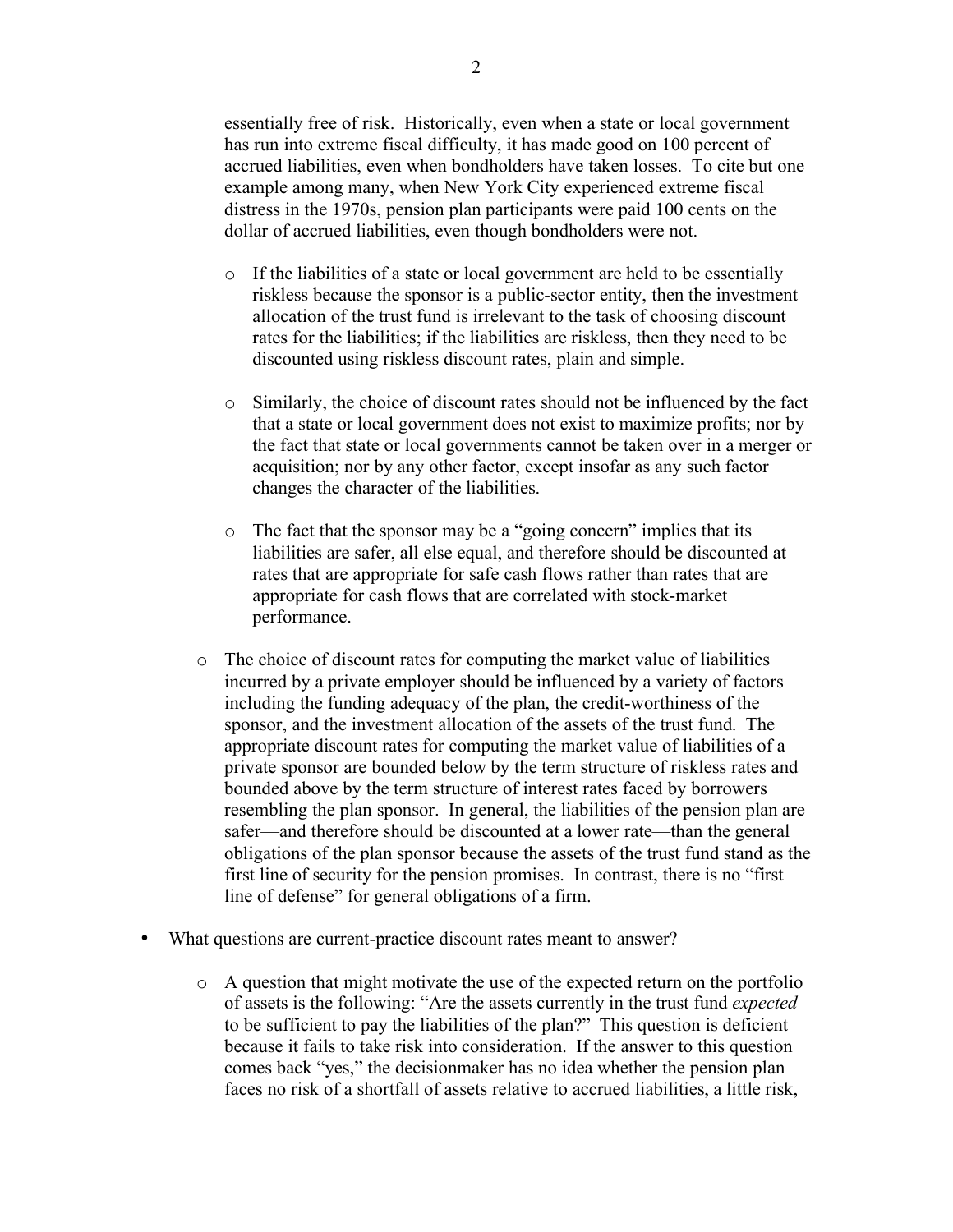essentially free of risk. Historically, even when a state or local government has run into extreme fiscal difficulty, it has made good on 100 percent of accrued liabilities, even when bondholders have taken losses. To cite but one example among many, when New York City experienced extreme fiscal distress in the 1970s, pension plan participants were paid 100 cents on the dollar of accrued liabilities, even though bondholders were not.

    - If the liabilities of a state or local government are held to be essentially riskless because the sponsor is a public-sector entity, then the investment allocation of the trust fund is irrelevant to the task of choosing discount rates for the liabilities; if the liabilities are riskless, then they need to be discounted using riskless discount rates, plain and simple.

    - Similarly, the choice of discount rates should not be influenced by the fact that a state or local government does not exist to maximize profits; nor by the fact that state or local governments cannot be taken over in a merger or acquisition; nor by any other factor, except insofar as any such factor changes the character of the liabilities.

    - The fact that the sponsor may be a "going concern" implies that its liabilities are safer, all else equal, and therefore should be discounted at rates that are appropriate for safe cash flows rather than rates that are appropriate for cash flows that are correlated with stock-market performance.

  - The choice of discount rates for computing the market value of liabilities incurred by a private employer should be influenced by a variety of factors including the funding adequacy of the plan, the credit-worthiness of the sponsor, and the investment allocation of the assets of the trust fund. The appropriate discount rates for computing the market value of liabilities of a private sponsor are bounded below by the term structure of riskless rates and bounded above by the term structure of interest rates faced by borrowers resembling the plan sponsor. In general, the liabilities of the pension plan are safer—and therefore should be discounted at a lower rate—than the general obligations of the plan sponsor because the assets of the trust fund stand as the first line of security for the pension promises. In contrast, there is no "first line of defense" for general obligations of a firm.

- What questions are current-practice discount rates meant to answer?

  - A question that might motivate the use of the expected return on the portfolio of assets is the following: "Are the assets currently in the trust fund *expected* to be sufficient to pay the liabilities of the plan?" This question is deficient because it fails to take risk into consideration. If the answer to this question comes back "yes," the decisionmaker has no idea whether the pension plan faces no risk of a shortfall of assets relative to accrued liabilities, a little risk,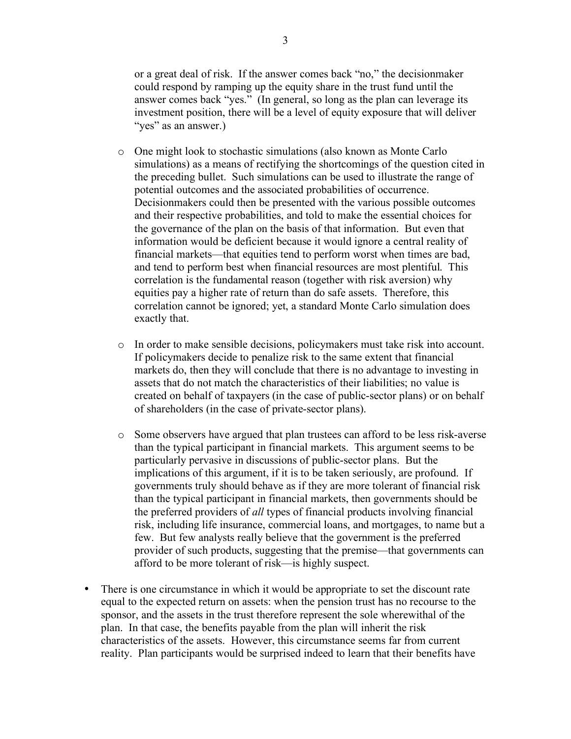or a great deal of risk. If the answer comes back "no," the decisionmaker could respond by ramping up the equity share in the trust fund until the answer comes back "yes." (In general, so long as the plan can leverage its investment position, there will be a level of equity exposure that will deliver "yes" as an answer.)

  - One might look to stochastic simulations (also known as Monte Carlo simulations) as a means of rectifying the shortcomings of the question cited in the preceding bullet. Such simulations can be used to illustrate the range of potential outcomes and the associated probabilities of occurrence. Decisionmakers could then be presented with the various possible outcomes and their respective probabilities, and told to make the essential choices for the governance of the plan on the basis of that information. But even that information would be deficient because it would ignore a central reality of financial markets—that equities tend to perform worst when times are bad, and tend to perform best when financial resources are most plentiful. This correlation is the fundamental reason (together with risk aversion) why equities pay a higher rate of return than do safe assets. Therefore, this correlation cannot be ignored; yet, a standard Monte Carlo simulation does exactly that.

  - In order to make sensible decisions, policymakers must take risk into account. If policymakers decide to penalize risk to the same extent that financial markets do, then they will conclude that there is no advantage to investing in assets that do not match the characteristics of their liabilities; no value is created on behalf of taxpayers (in the case of public-sector plans) or on behalf of shareholders (in the case of private-sector plans).

  - Some observers have argued that plan trustees can afford to be less risk-averse than the typical participant in financial markets. This argument seems to be particularly pervasive in discussions of public-sector plans. But the implications of this argument, if it is to be taken seriously, are profound. If governments truly should behave as if they are more tolerant of financial risk than the typical participant in financial markets, then governments should be the preferred providers of *all* types of financial products involving financial risk, including life insurance, commercial loans, and mortgages, to name but a few. But few analysts really believe that the government is the preferred provider of such products, suggesting that the premise—that governments can afford to be more tolerant of risk—is highly suspect.

- There is one circumstance in which it would be appropriate to set the discount rate equal to the expected return on assets: when the pension trust has no recourse to the sponsor, and the assets in the trust therefore represent the sole wherewithal of the plan. In that case, the benefits payable from the plan will inherit the risk characteristics of the assets. However, this circumstance seems far from current reality. Plan participants would be surprised indeed to learn that their benefits have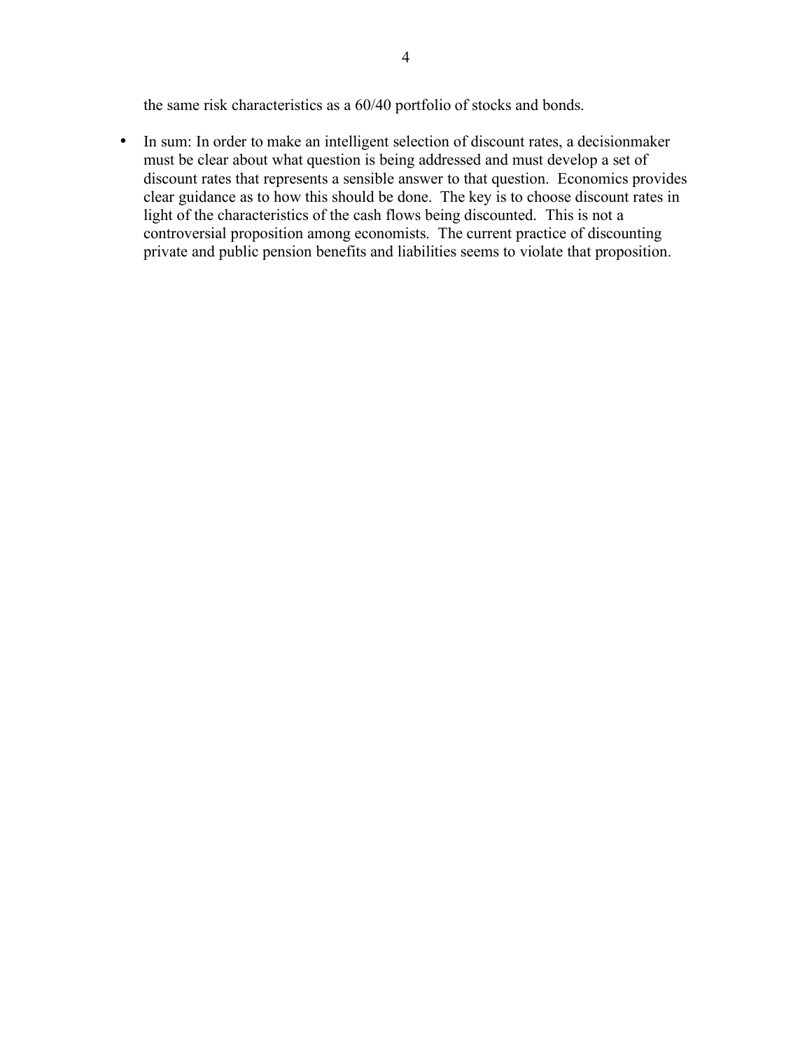the same risk characteristics as a 60/40 portfolio of stocks and bonds.

- In sum: In order to make an intelligent selection of discount rates, a decisionmaker must be clear about what question is being addressed and must develop a set of discount rates that represents a sensible answer to that question. Economics provides clear guidance as to how this should be done. The key is to choose discount rates in light of the characteristics of the cash flows being discounted. This is not a controversial proposition among economists. The current practice of discounting private and public pension benefits and liabilities seems to violate that proposition.